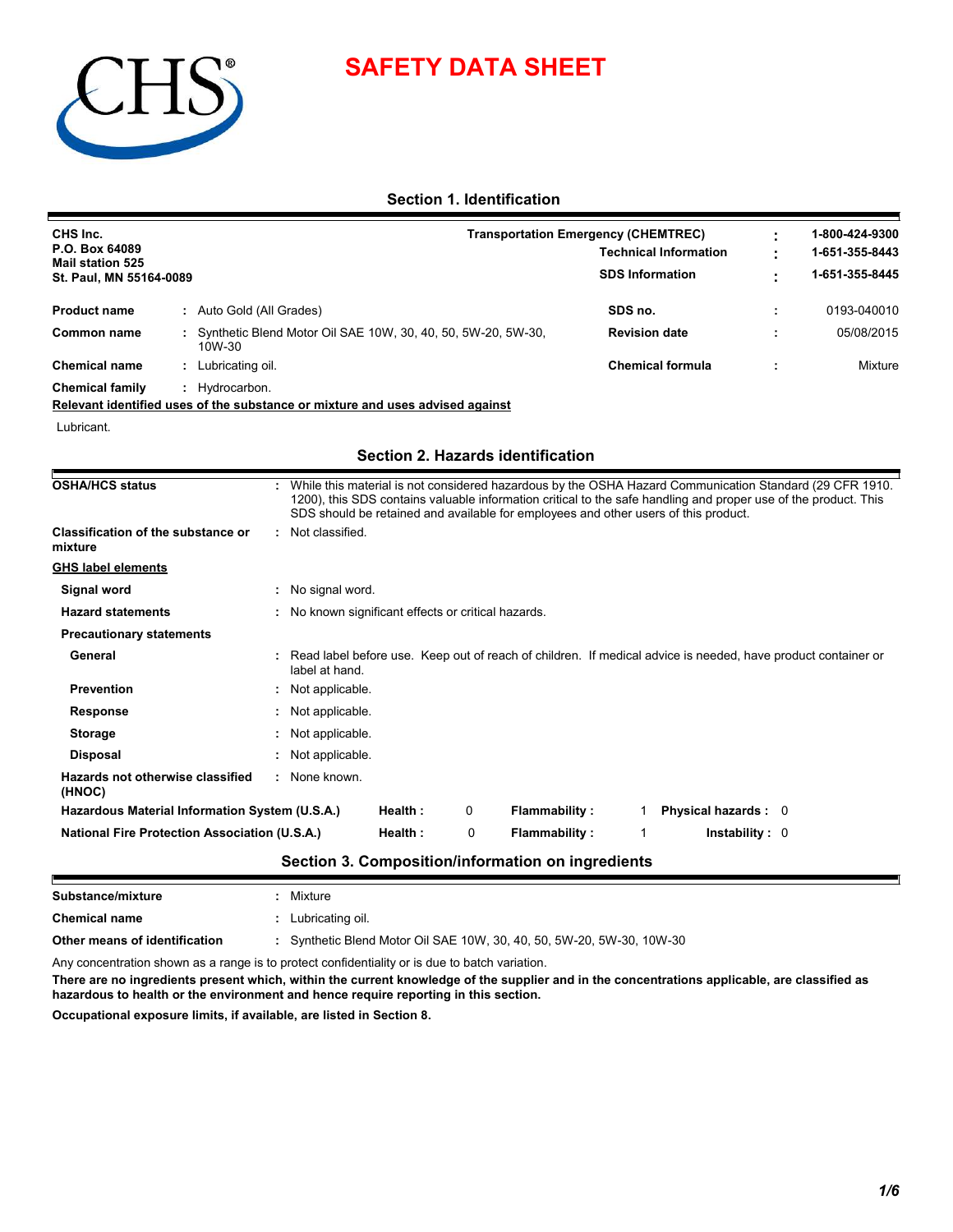# SAFETY DATA SHEET

## Section 1. Identification

**CHS Inc.**
**P.O. Box 64089**
**Mail station 525**
**St. Paul, MN 55164-0089**

| | | |
|---|---|---|
| **Transportation Emergency (CHEMTREC)** | : | **1-800-424-9300** |
| **Technical Information** | : | **1-651-355-8443** |
| **SDS Information** | : | **1-651-355-8445** |

| | | | | |
|---|---|---|---|---|
| **Product name** | : Auto Gold (All Grades) | **SDS no.** | : | 0193-040010 |
| **Common name** | : Synthetic Blend Motor Oil SAE 10W, 30, 40, 50, 5W-20, 5W-30, 10W-30 | **Revision date** | : | 05/08/2015 |
| **Chemical name** | : Lubricating oil. | **Chemical formula** | : | Mixture |
| **Chemical family** | : Hydrocarbon. | | | |

**Relevant identified uses of the substance or mixture and uses advised against**

Lubricant.

## Section 2. Hazards identification

**OSHA/HCS status** : While this material is not considered hazardous by the OSHA Hazard Communication Standard (29 CFR 1910. 1200), this SDS contains valuable information critical to the safe handling and proper use of the product. This SDS should be retained and available for employees and other users of this product.

**Classification of the substance or mixture** : Not classified.

**GHS label elements**

**Signal word** : No signal word.

**Hazard statements** : No known significant effects or critical hazards.

**Precautionary statements**

**General** : Read label before use. Keep out of reach of children. If medical advice is needed, have product container or label at hand.

**Prevention** : Not applicable.

**Response** : Not applicable.

**Storage** : Not applicable.

**Disposal** : Not applicable.

**Hazards not otherwise classified (HNOC)** : None known.

| | | | | | | |
|---|---|---|---|---|---|---|
| **Hazardous Material Information System (U.S.A.)** | **Health :** | 0 | **Flammability :** | 1 | **Physical hazards :** | 0 |
| **National Fire Protection Association (U.S.A.)** | **Health :** | 0 | **Flammability :** | 1 | **Instability :** | 0 |

## Section 3. Composition/information on ingredients

**Substance/mixture** : Mixture

**Chemical name** : Lubricating oil.

**Other means of identification** : Synthetic Blend Motor Oil SAE 10W, 30, 40, 50, 5W-20, 5W-30, 10W-30

Any concentration shown as a range is to protect confidentiality or is due to batch variation.

**There are no ingredients present which, within the current knowledge of the supplier and in the concentrations applicable, are classified as hazardous to health or the environment and hence require reporting in this section.**

**Occupational exposure limits, if available, are listed in Section 8.**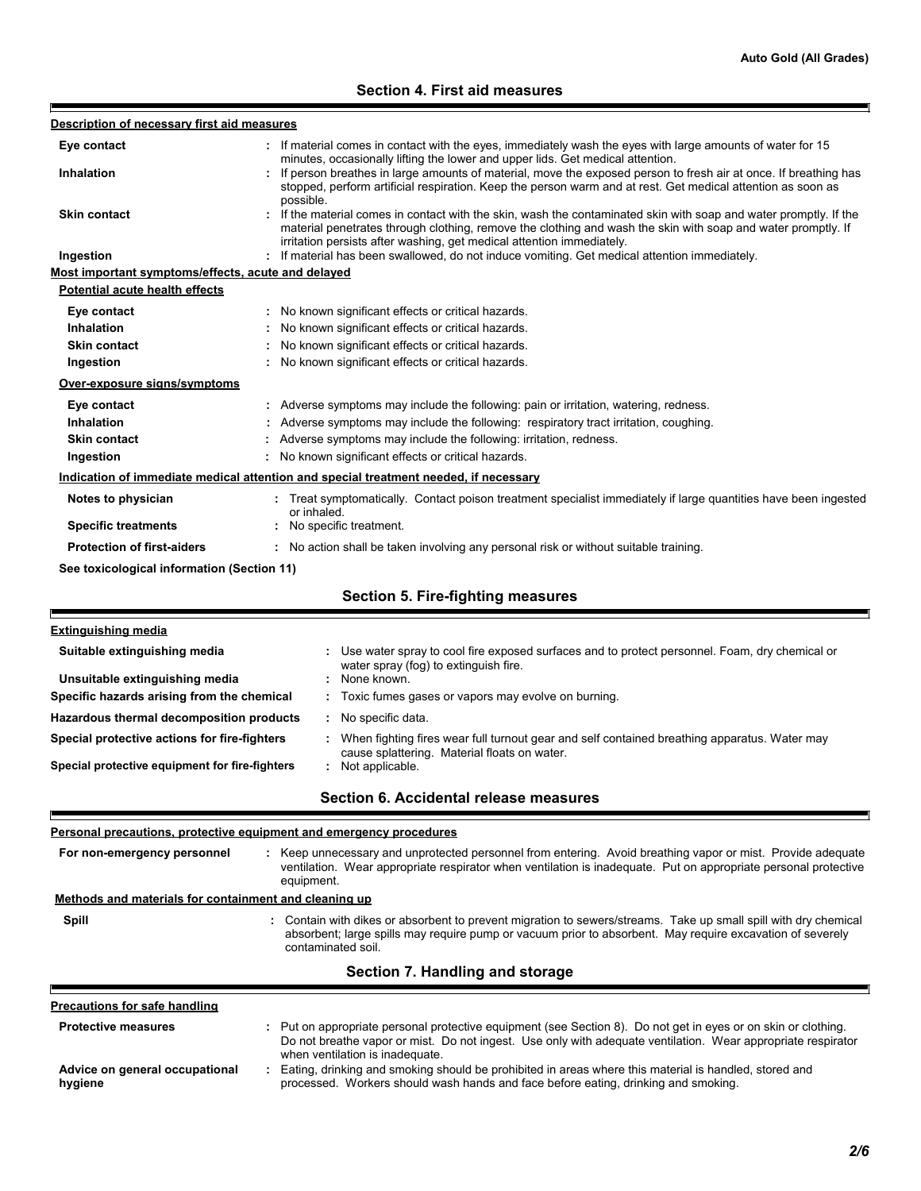## Section 4. First aid measures

**Description of necessary first aid measures**

| | |
|---|---|
| **Eye contact** | : If material comes in contact with the eyes, immediately wash the eyes with large amounts of water for 15 minutes, occasionally lifting the lower and upper lids. Get medical attention. |
| **Inhalation** | : If person breathes in large amounts of material, move the exposed person to fresh air at once. If breathing has stopped, perform artificial respiration. Keep the person warm and at rest. Get medical attention as soon as possible. |
| **Skin contact** | : If the material comes in contact with the skin, wash the contaminated skin with soap and water promptly. If the material penetrates through clothing, remove the clothing and wash the skin with soap and water promptly. If irritation persists after washing, get medical attention immediately. |
| **Ingestion** | : If material has been swallowed, do not induce vomiting. Get medical attention immediately. |

**Most important symptoms/effects, acute and delayed**

**Potential acute health effects**

| | |
|---|---|
| **Eye contact** | : No known significant effects or critical hazards. |
| **Inhalation** | : No known significant effects or critical hazards. |
| **Skin contact** | : No known significant effects or critical hazards. |
| **Ingestion** | : No known significant effects or critical hazards. |

**Over-exposure signs/symptoms**

| | |
|---|---|
| **Eye contact** | : Adverse symptoms may include the following: pain or irritation, watering, redness. |
| **Inhalation** | : Adverse symptoms may include the following: respiratory tract irritation, coughing. |
| **Skin contact** | : Adverse symptoms may include the following: irritation, redness. |
| **Ingestion** | : No known significant effects or critical hazards. |

**Indication of immediate medical attention and special treatment needed, if necessary**

| | |
|---|---|
| **Notes to physician** | : Treat symptomatically. Contact poison treatment specialist immediately if large quantities have been ingested or inhaled. |
| **Specific treatments** | : No specific treatment. |
| **Protection of first-aiders** | : No action shall be taken involving any personal risk or without suitable training. |

**See toxicological information (Section 11)**

## Section 5. Fire-fighting measures

**Extinguishing media**

| | |
|---|---|
| **Suitable extinguishing media** | : Use water spray to cool fire exposed surfaces and to protect personnel. Foam, dry chemical or water spray (fog) to extinguish fire. |
| **Unsuitable extinguishing media** | : None known. |
| **Specific hazards arising from the chemical** | : Toxic fumes gases or vapors may evolve on burning. |
| **Hazardous thermal decomposition products** | : No specific data. |
| **Special protective actions for fire-fighters** | : When fighting fires wear full turnout gear and self contained breathing apparatus. Water may cause splattering. Material floats on water. |
| **Special protective equipment for fire-fighters** | : Not applicable. |

## Section 6. Accidental release measures

**Personal precautions, protective equipment and emergency procedures**

| | |
|---|---|
| **For non-emergency personnel** | : Keep unnecessary and unprotected personnel from entering. Avoid breathing vapor or mist. Provide adequate ventilation. Wear appropriate respirator when ventilation is inadequate. Put on appropriate personal protective equipment. |

**Methods and materials for containment and cleaning up**

| | |
|---|---|
| **Spill** | : Contain with dikes or absorbent to prevent migration to sewers/streams. Take up small spill with dry chemical absorbent; large spills may require pump or vacuum prior to absorbent. May require excavation of severely contaminated soil. |

## Section 7. Handling and storage

**Precautions for safe handling**

| | |
|---|---|
| **Protective measures** | : Put on appropriate personal protective equipment (see Section 8). Do not get in eyes or on skin or clothing. Do not breathe vapor or mist. Do not ingest. Use only with adequate ventilation. Wear appropriate respirator when ventilation is inadequate. |
| **Advice on general occupational hygiene** | : Eating, drinking and smoking should be prohibited in areas where this material is handled, stored and processed. Workers should wash hands and face before eating, drinking and smoking. |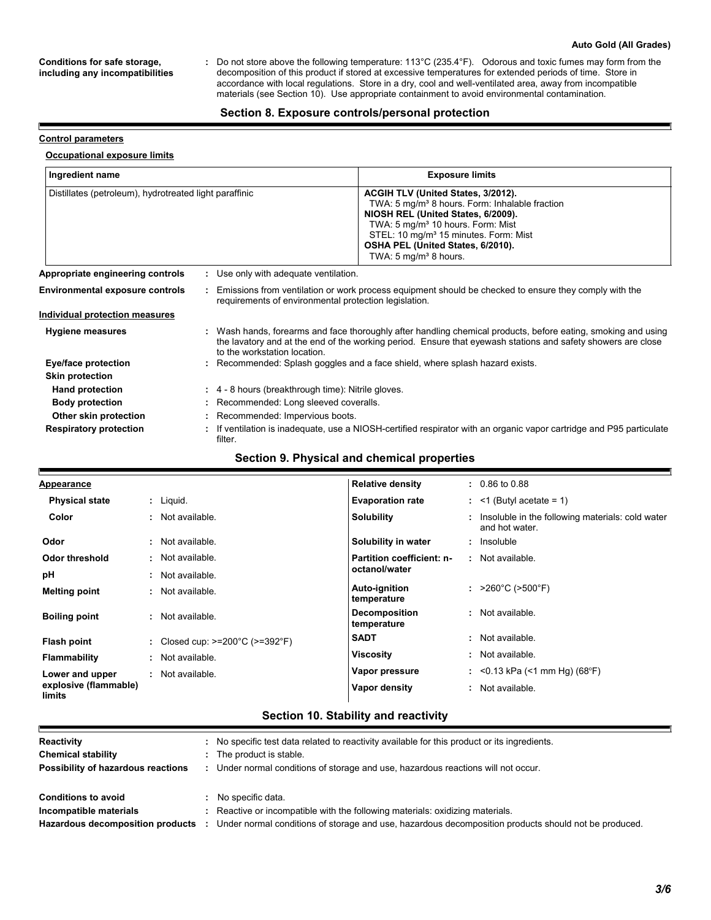| | |
|---|---|
| **Conditions for safe storage, including any incompatibilities** | : Do not store above the following temperature: 113°C (235.4°F). Odorous and toxic fumes may form from the decomposition of this product if stored at excessive temperatures for extended periods of time. Store in accordance with local regulations. Store in a dry, cool and well-ventilated area, away from incompatible materials (see Section 10). Use appropriate containment to avoid environmental contamination. |

## Section 8. Exposure controls/personal protection

**Control parameters**

**Occupational exposure limits**

| Ingredient name | Exposure limits |
|---|---|
| Distillates (petroleum), hydrotreated light paraffinic | **ACGIH TLV (United States, 3/2012).**<br>TWA: 5 mg/m³ 8 hours. Form: Inhalable fraction<br>**NIOSH REL (United States, 6/2009).**<br>TWA: 5 mg/m³ 10 hours. Form: Mist<br>STEL: 10 mg/m³ 15 minutes. Form: Mist<br>**OSHA PEL (United States, 6/2010).**<br>TWA: 5 mg/m³ 8 hours. |

| | |
|---|---|
| **Appropriate engineering controls** | : Use only with adequate ventilation. |
| **Environmental exposure controls** | : Emissions from ventilation or work process equipment should be checked to ensure they comply with the requirements of environmental protection legislation. |

**Individual protection measures**

| | |
|---|---|
| **Hygiene measures** | : Wash hands, forearms and face thoroughly after handling chemical products, before eating, smoking and using the lavatory and at the end of the working period. Ensure that eyewash stations and safety showers are close to the workstation location. |
| **Eye/face protection** | : Recommended: Splash goggles and a face shield, where splash hazard exists. |
| **Skin protection** | |
| **Hand protection** | : 4 - 8 hours (breakthrough time): Nitrile gloves. |
| **Body protection** | : Recommended: Long sleeved coveralls. |
| **Other skin protection** | : Recommended: Impervious boots. |
| **Respiratory protection** | : If ventilation is inadequate, use a NIOSH-certified respirator with an organic vapor cartridge and P95 particulate filter. |

## Section 9. Physical and chemical properties

| | | | |
|---|---|---|---|
| **Appearance** | | **Relative density** | : 0.86 to 0.88 |
| **Physical state** | : Liquid. | **Evaporation rate** | : <1 (Butyl acetate = 1) |
| **Color** | : Not available. | **Solubility** | : Insoluble in the following materials: cold water and hot water. |
| **Odor** | : Not available. | **Solubility in water** | : Insoluble |
| **Odor threshold** | : Not available. | **Partition coefficient: n-octanol/water** | : Not available. |
| **pH** | : Not available. | | |
| **Melting point** | : Not available. | **Auto-ignition temperature** | : >260°C (>500°F) |
| **Boiling point** | : Not available. | **Decomposition temperature** | : Not available. |
| **Flash point** | : Closed cup: >=200°C (>=392°F) | **SADT** | : Not available. |
| **Flammability** | : Not available. | **Viscosity** | : Not available. |
| **Lower and upper explosive (flammable) limits** | : Not available. | **Vapor pressure** | : <0.13 kPa (<1 mm Hg) (68°F) |
| | | **Vapor density** | : Not available. |

## Section 10. Stability and reactivity

| | |
|---|---|
| **Reactivity** | : No specific test data related to reactivity available for this product or its ingredients. |
| **Chemical stability** | : The product is stable. |
| **Possibility of hazardous reactions** | : Under normal conditions of storage and use, hazardous reactions will not occur. |
| **Conditions to avoid** | : No specific data. |
| **Incompatible materials** | : Reactive or incompatible with the following materials: oxidizing materials. |
| **Hazardous decomposition products** | : Under normal conditions of storage and use, hazardous decomposition products should not be produced. |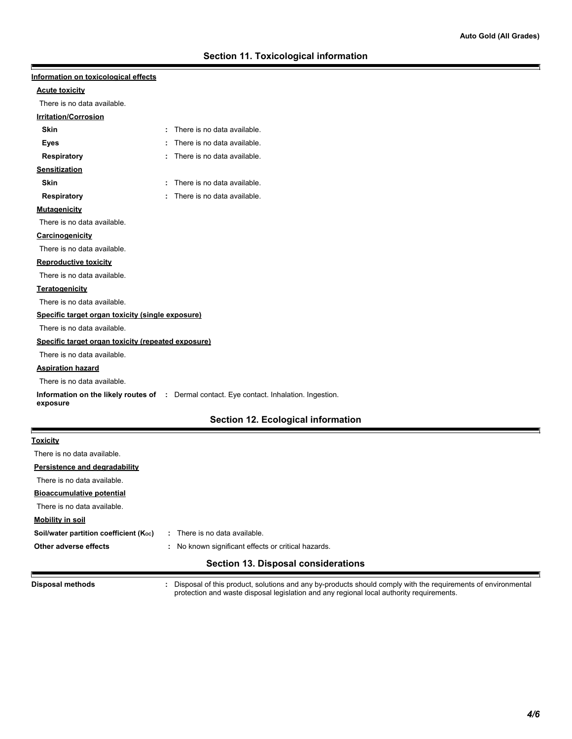## Section 11. Toxicological information

**Information on toxicological effects**

**Acute toxicity**

There is no data available.

**Irritation/Corrosion**

| | |
|---|---|
| **Skin** | : There is no data available. |
| **Eyes** | : There is no data available. |
| **Respiratory** | : There is no data available. |

**Sensitization**

| | |
|---|---|
| **Skin** | : There is no data available. |
| **Respiratory** | : There is no data available. |

**Mutagenicity**

There is no data available.

**Carcinogenicity**

There is no data available.

**Reproductive toxicity**

There is no data available.

**Teratogenicity**

There is no data available.

**Specific target organ toxicity (single exposure)**

There is no data available.

**Specific target organ toxicity (repeated exposure)**

There is no data available.

**Aspiration hazard**

There is no data available.

**Information on the likely routes of exposure** : Dermal contact. Eye contact. Inhalation. Ingestion.

## Section 12. Ecological information

**Toxicity**

There is no data available.

**Persistence and degradability**

There is no data available.

**Bioaccumulative potential**

There is no data available.

**Mobility in soil**

| | |
|---|---|
| **Soil/water partition coefficient ($K_{oc}$)** | : There is no data available. |
| **Other adverse effects** | : No known significant effects or critical hazards. |

## Section 13. Disposal considerations

**Disposal methods** : Disposal of this product, solutions and any by-products should comply with the requirements of environmental protection and waste disposal legislation and any regional local authority requirements.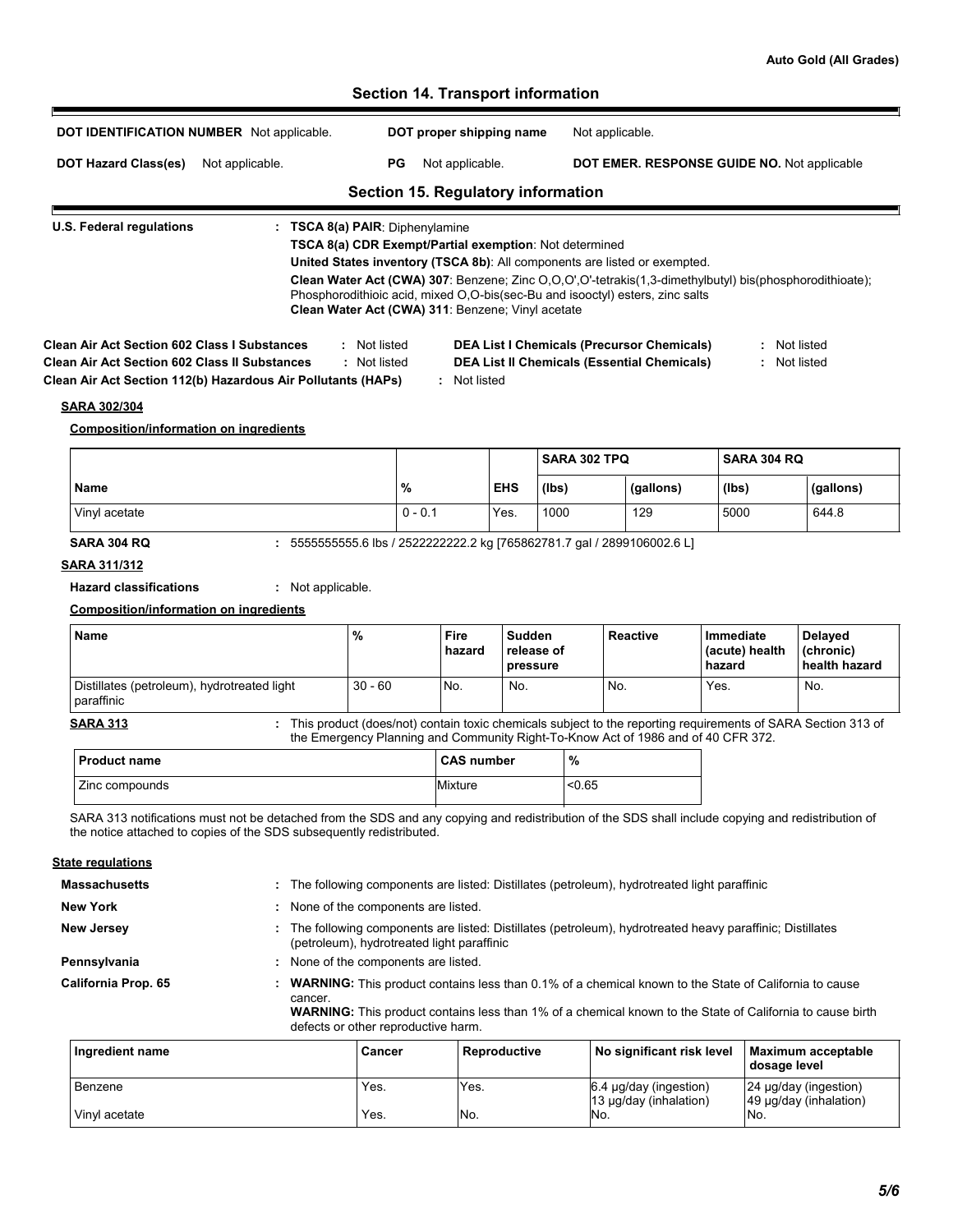## Section 14. Transport information

**DOT IDENTIFICATION NUMBER** Not applicable. **DOT proper shipping name** Not applicable.

**DOT Hazard Class(es)** Not applicable. **PG** Not applicable. **DOT EMER. RESPONSE GUIDE NO.** Not applicable

## Section 15. Regulatory information

**U.S. Federal regulations** : **TSCA 8(a) PAIR**: Diphenylamine
**TSCA 8(a) CDR Exempt/Partial exemption**: Not determined
**United States inventory (TSCA 8b)**: All components are listed or exempted.
**Clean Water Act (CWA) 307**: Benzene; Zinc O,O,O',O'-tetrakis(1,3-dimethylbutyl) bis(phosphorodithioate); Phosphorodithioic acid, mixed O,O-bis(sec-Bu and isooctyl) esters, zinc salts
**Clean Water Act (CWA) 311**: Benzene; Vinyl acetate

**Clean Air Act Section 602 Class I Substances** : Not listed
**Clean Air Act Section 602 Class II Substances** : Not listed
**Clean Air Act Section 112(b) Hazardous Air Pollutants (HAPs)** : Not listed
**DEA List I Chemicals (Precursor Chemicals)** : Not listed
**DEA List II Chemicals (Essential Chemicals)** : Not listed

**SARA 302/304**

**Composition/information on ingredients**

| | | | SARA 302 TPQ | | SARA 304 RQ | |
|---|---|---|---|---|---|---|
| **Name** | **%** | **EHS** | **(lbs)** | **(gallons)** | **(lbs)** | **(gallons)** |
| Vinyl acetate | 0 - 0.1 | Yes. | 1000 | 129 | 5000 | 644.8 |

**SARA 304 RQ** : 5555555555.6 lbs / 2522222222.2 kg [765862781.7 gal / 2899106002.6 L]

**SARA 311/312**

**Hazard classifications** : Not applicable.

**Composition/information on ingredients**

| Name | % | Fire hazard | Sudden release of pressure | Reactive | Immediate (acute) health hazard | Delayed (chronic) health hazard |
|---|---|---|---|---|---|---|
| Distillates (petroleum), hydrotreated light paraffinic | 30 - 60 | No. | No. | No. | Yes. | No. |

**SARA 313** : This product (does/not) contain toxic chemicals subject to the reporting requirements of SARA Section 313 of the Emergency Planning and Community Right-To-Know Act of 1986 and of 40 CFR 372.

| Product name | CAS number | % |
|---|---|---|
| Zinc compounds | Mixture | <0.65 |

SARA 313 notifications must not be detached from the SDS and any copying and redistribution of the SDS shall include copying and redistribution of the notice attached to copies of the SDS subsequently redistributed.

**State regulations**

**Massachusetts** : The following components are listed: Distillates (petroleum), hydrotreated light paraffinic

**New York** : None of the components are listed.

**New Jersey** : The following components are listed: Distillates (petroleum), hydrotreated heavy paraffinic; Distillates (petroleum), hydrotreated light paraffinic

**Pennsylvania** : None of the components are listed.

**California Prop. 65** : **WARNING:** This product contains less than 0.1% of a chemical known to the State of California to cause cancer.
**WARNING:** This product contains less than 1% of a chemical known to the State of California to cause birth defects or other reproductive harm.

| Ingredient name | Cancer | Reproductive | No significant risk level | Maximum acceptable dosage level |
|---|---|---|---|---|
| Benzene | Yes. | Yes. | 6.4 µg/day (ingestion) 13 µg/day (inhalation) | 24 µg/day (ingestion) 49 µg/day (inhalation) |
| Vinyl acetate | Yes. | No. | No. | No. |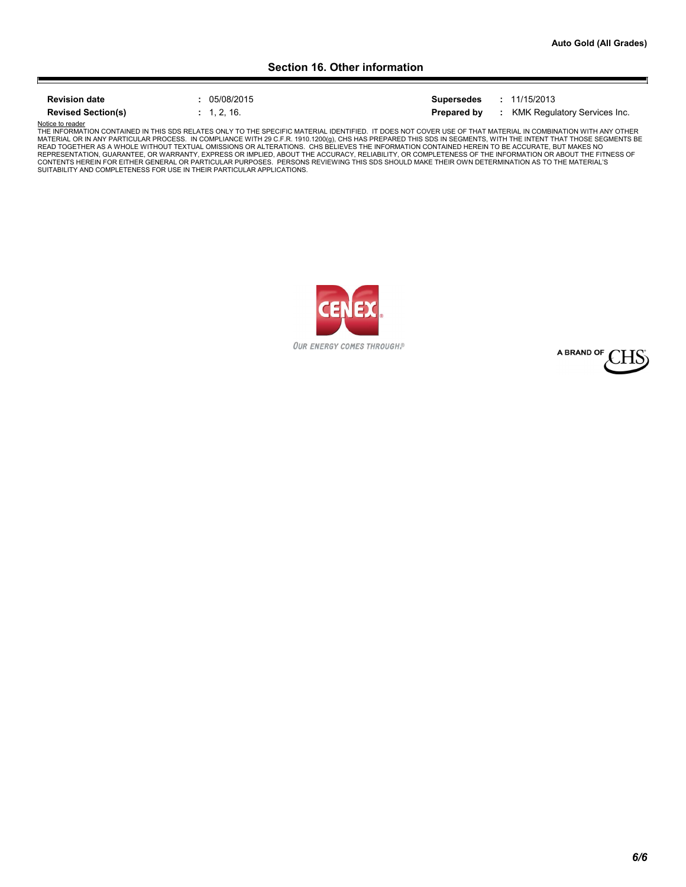## Section 16. Other information

| | | | |
|---|---|---|---|
| **Revision date** | : 05/08/2015 | **Supersedes** | : 11/15/2013 |
| **Revised Section(s)** | : 1, 2, 16. | **Prepared by** | : KMK Regulatory Services Inc. |

Notice to reader

THE INFORMATION CONTAINED IN THIS SDS RELATES ONLY TO THE SPECIFIC MATERIAL IDENTIFIED. IT DOES NOT COVER USE OF THAT MATERIAL IN COMBINATION WITH ANY OTHER MATERIAL OR IN ANY PARTICULAR PROCESS. IN COMPLIANCE WITH 29 C.F.R. 1910.1200(g), CHS HAS PREPARED THIS SDS IN SEGMENTS, WITH THE INTENT THAT THOSE SEGMENTS BE READ TOGETHER AS A WHOLE WITHOUT TEXTUAL OMISSIONS OR ALTERATIONS. CHS BELIEVES THE INFORMATION CONTAINED HEREIN TO BE ACCURATE, BUT MAKES NO REPRESENTATION, GUARANTEE, OR WARRANTY, EXPRESS OR IMPLIED, ABOUT THE ACCURACY, RELIABILITY, OR COMPLETENESS OF THE INFORMATION OR ABOUT THE FITNESS OF CONTENTS HEREIN FOR EITHER GENERAL OR PARTICULAR PURPOSES. PERSONS REVIEWING THIS SDS SHOULD MAKE THEIR OWN DETERMINATION AS TO THE MATERIAL'S SUITABILITY AND COMPLETENESS FOR USE IN THEIR PARTICULAR APPLICATIONS.

CENEX®

*OUR ENERGY COMES THROUGH.®*

A BRAND OF CHS®